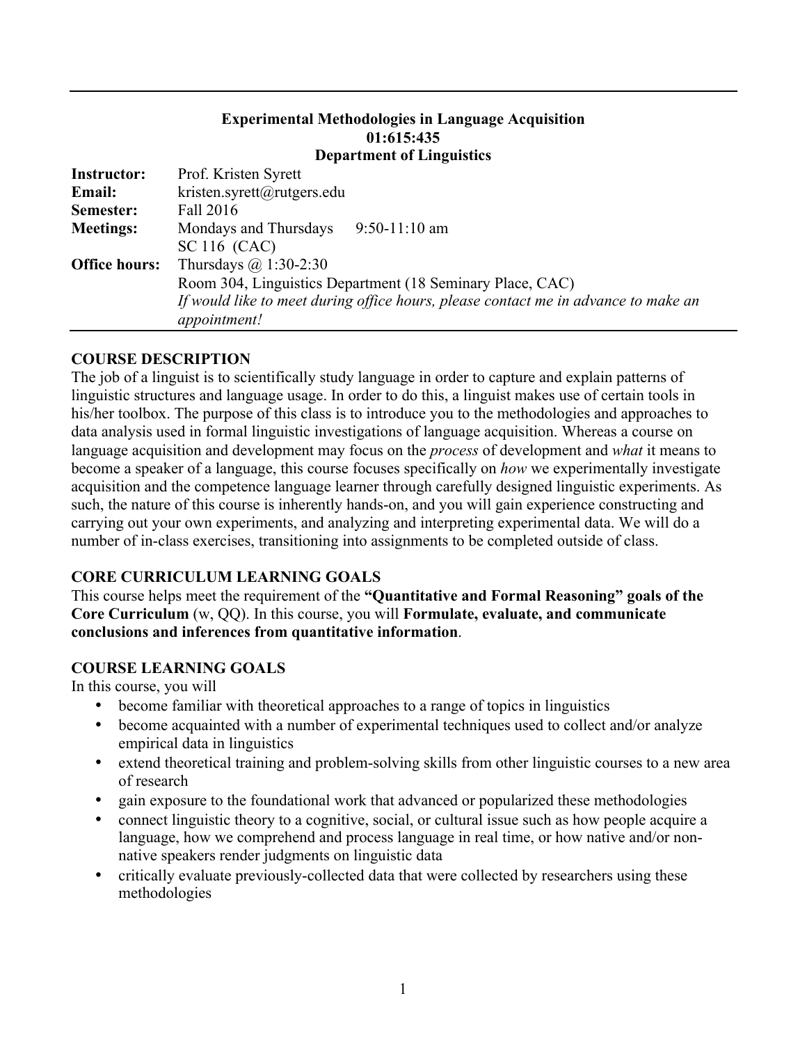**Experimental Methodologies in Language Acquisition**
**01:615:435**
**Department of Linguistics**

| | |
|---|---|
| **Instructor:** | Prof. Kristen Syrett |
| **Email:** | kristen.syrett@rutgers.edu |
| **Semester:** | Fall 2016 |
| **Meetings:** | Mondays and Thursdays 9:50-11:10 am<br>SC 116 (CAC) |
| **Office hours:** | Thursdays @ 1:30-2:30<br>Room 304, Linguistics Department (18 Seminary Place, CAC)<br>*If would like to meet during office hours, please contact me in advance to make an appointment!* |

## COURSE DESCRIPTION

The job of a linguist is to scientifically study language in order to capture and explain patterns of linguistic structures and language usage. In order to do this, a linguist makes use of certain tools in his/her toolbox. The purpose of this class is to introduce you to the methodologies and approaches to data analysis used in formal linguistic investigations of language acquisition. Whereas a course on language acquisition and development may focus on the *process* of development and *what* it means to become a speaker of a language, this course focuses specifically on *how* we experimentally investigate acquisition and the competence language learner through carefully designed linguistic experiments. As such, the nature of this course is inherently hands-on, and you will gain experience constructing and carrying out your own experiments, and analyzing and interpreting experimental data. We will do a number of in-class exercises, transitioning into assignments to be completed outside of class.

## CORE CURRICULUM LEARNING GOALS

This course helps meet the requirement of the **"Quantitative and Formal Reasoning" goals of the Core Curriculum** (w, QQ). In this course, you will **Formulate, evaluate, and communicate conclusions and inferences from quantitative information**.

## COURSE LEARNING GOALS

In this course, you will

- become familiar with theoretical approaches to a range of topics in linguistics
- become acquainted with a number of experimental techniques used to collect and/or analyze empirical data in linguistics
- extend theoretical training and problem-solving skills from other linguistic courses to a new area of research
- gain exposure to the foundational work that advanced or popularized these methodologies
- connect linguistic theory to a cognitive, social, or cultural issue such as how people acquire a language, how we comprehend and process language in real time, or how native and/or non-native speakers render judgments on linguistic data
- critically evaluate previously-collected data that were collected by researchers using these methodologies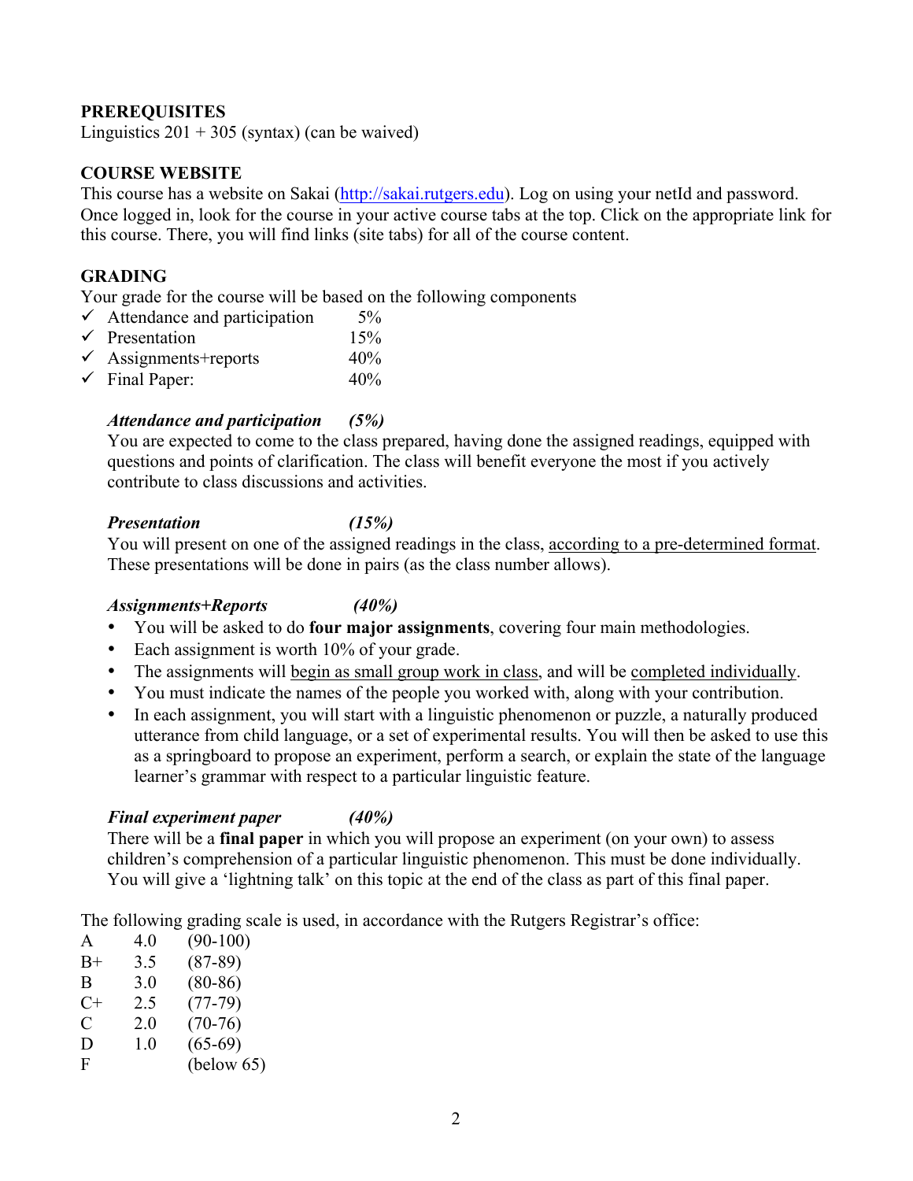## PREREQUISITES

Linguistics 201 + 305 (syntax) (can be waived)

## COURSE WEBSITE

This course has a website on Sakai (http://sakai.rutgers.edu). Log on using your netId and password. Once logged in, look for the course in your active course tabs at the top. Click on the appropriate link for this course. There, you will find links (site tabs) for all of the course content.

## GRADING

Your grade for the course will be based on the following components

- ✓ Attendance and participation 5%
- ✓ Presentation 15%
- ✓ Assignments+reports 40%
- ✓ Final Paper: 40%

***Attendance and participation (5%)***

You are expected to come to the class prepared, having done the assigned readings, equipped with questions and points of clarification. The class will benefit everyone the most if you actively contribute to class discussions and activities.

***Presentation (15%)***

You will present on one of the assigned readings in the class, <u>according to a pre-determined format</u>. These presentations will be done in pairs (as the class number allows).

***Assignments+Reports (40%)***

- You will be asked to do **four major assignments**, covering four main methodologies.
- Each assignment is worth 10% of your grade.
- The assignments will <u>begin as small group work in class</u>, and will be <u>completed individually</u>.
- You must indicate the names of the people you worked with, along with your contribution.
- In each assignment, you will start with a linguistic phenomenon or puzzle, a naturally produced utterance from child language, or a set of experimental results. You will then be asked to use this as a springboard to propose an experiment, perform a search, or explain the state of the language learner's grammar with respect to a particular linguistic feature.

***Final experiment paper (40%)***

There will be a **final paper** in which you will propose an experiment (on your own) to assess children's comprehension of a particular linguistic phenomenon. This must be done individually. You will give a 'lightning talk' on this topic at the end of the class as part of this final paper.

The following grading scale is used, in accordance with the Rutgers Registrar's office:

| | | |
|---|---|---|
| A | 4.0 | (90-100) |
| B+ | 3.5 | (87-89) |
| B | 3.0 | (80-86) |
| C+ | 2.5 | (77-79) |
| C | 2.0 | (70-76) |
| D | 1.0 | (65-69) |
| F | | (below 65) |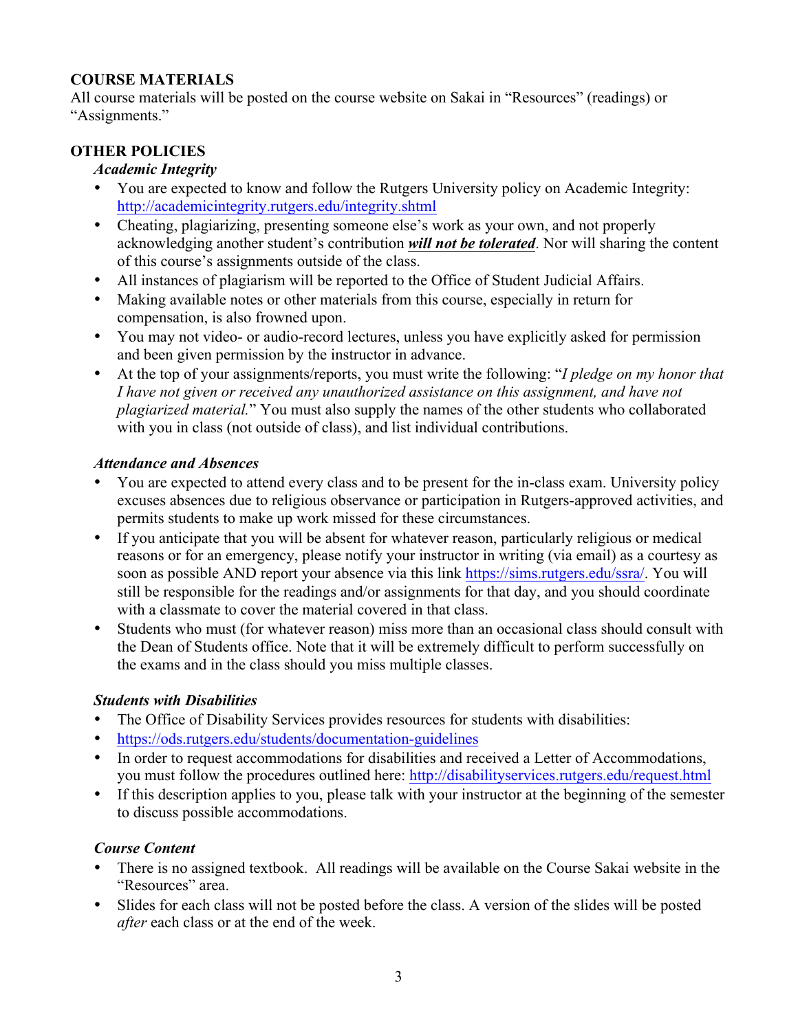## COURSE MATERIALS

All course materials will be posted on the course website on Sakai in "Resources" (readings) or "Assignments."

## OTHER POLICIES

### *Academic Integrity*

- You are expected to know and follow the Rutgers University policy on Academic Integrity: http://academicintegrity.rutgers.edu/integrity.shtml
- Cheating, plagiarizing, presenting someone else's work as your own, and not properly acknowledging another student's contribution ***will not be tolerated***. Nor will sharing the content of this course's assignments outside of the class.
- All instances of plagiarism will be reported to the Office of Student Judicial Affairs.
- Making available notes or other materials from this course, especially in return for compensation, is also frowned upon.
- You may not video- or audio-record lectures, unless you have explicitly asked for permission and been given permission by the instructor in advance.
- At the top of your assignments/reports, you must write the following: "*I pledge on my honor that I have not given or received any unauthorized assistance on this assignment, and have not plagiarized material.*" You must also supply the names of the other students who collaborated with you in class (not outside of class), and list individual contributions.

### *Attendance and Absences*

- You are expected to attend every class and to be present for the in-class exam. University policy excuses absences due to religious observance or participation in Rutgers-approved activities, and permits students to make up work missed for these circumstances.
- If you anticipate that you will be absent for whatever reason, particularly religious or medical reasons or for an emergency, please notify your instructor in writing (via email) as a courtesy as soon as possible AND report your absence via this link https://sims.rutgers.edu/ssra/. You will still be responsible for the readings and/or assignments for that day, and you should coordinate with a classmate to cover the material covered in that class.
- Students who must (for whatever reason) miss more than an occasional class should consult with the Dean of Students office. Note that it will be extremely difficult to perform successfully on the exams and in the class should you miss multiple classes.

### *Students with Disabilities*

- The Office of Disability Services provides resources for students with disabilities:
- https://ods.rutgers.edu/students/documentation-guidelines
- In order to request accommodations for disabilities and received a Letter of Accommodations, you must follow the procedures outlined here: http://disabilityservices.rutgers.edu/request.html
- If this description applies to you, please talk with your instructor at the beginning of the semester to discuss possible accommodations.

### *Course Content*

- There is no assigned textbook. All readings will be available on the Course Sakai website in the "Resources" area.
- Slides for each class will not be posted before the class. A version of the slides will be posted *after* each class or at the end of the week.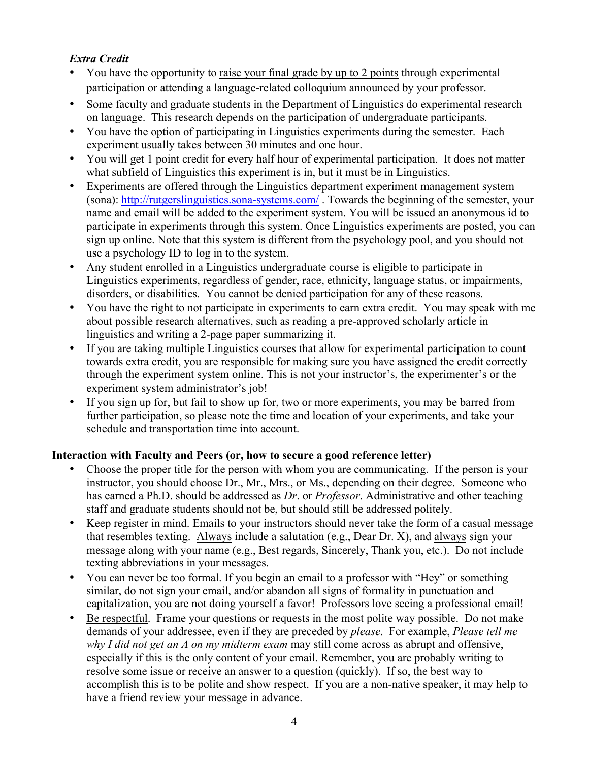### *Extra Credit*

- You have the opportunity to <u>raise your final grade by up to 2 points</u> through experimental participation or attending a language-related colloquium announced by your professor.
- Some faculty and graduate students in the Department of Linguistics do experimental research on language. This research depends on the participation of undergraduate participants.
- You have the option of participating in Linguistics experiments during the semester. Each experiment usually takes between 30 minutes and one hour.
- You will get 1 point credit for every half hour of experimental participation. It does not matter what subfield of Linguistics this experiment is in, but it must be in Linguistics.
- Experiments are offered through the Linguistics department experiment management system (sona): [http://rutgerslinguistics.sona-systems.com/](http://rutgerslinguistics.sona-systems.com/) . Towards the beginning of the semester, your name and email will be added to the experiment system. You will be issued an anonymous id to participate in experiments through this system. Once Linguistics experiments are posted, you can sign up online. Note that this system is different from the psychology pool, and you should not use a psychology ID to log in to the system.
- Any student enrolled in a Linguistics undergraduate course is eligible to participate in Linguistics experiments, regardless of gender, race, ethnicity, language status, or impairments, disorders, or disabilities. You cannot be denied participation for any of these reasons.
- You have the right to not participate in experiments to earn extra credit. You may speak with me about possible research alternatives, such as reading a pre-approved scholarly article in linguistics and writing a 2-page paper summarizing it.
- If you are taking multiple Linguistics courses that allow for experimental participation to count towards extra credit, <u>you</u> are responsible for making sure you have assigned the credit correctly through the experiment system online. This is <u>not</u> your instructor's, the experimenter's or the experiment system administrator's job!
- If you sign up for, but fail to show up for, two or more experiments, you may be barred from further participation, so please note the time and location of your experiments, and take your schedule and transportation time into account.

## Interaction with Faculty and Peers (or, how to secure a good reference letter)

- <u>Choose the proper title</u> for the person with whom you are communicating. If the person is your instructor, you should choose Dr., Mr., Mrs., or Ms., depending on their degree. Someone who has earned a Ph.D. should be addressed as *Dr.* or *Professor*. Administrative and other teaching staff and graduate students should not be, but should still be addressed politely.
- <u>Keep register in mind</u>. Emails to your instructors should <u>never</u> take the form of a casual message that resembles texting. <u>Always</u> include a salutation (e.g., Dear Dr. X), and <u>always</u> sign your message along with your name (e.g., Best regards, Sincerely, Thank you, etc.). Do not include texting abbreviations in your messages.
- <u>You can never be too formal</u>. If you begin an email to a professor with "Hey" or something similar, do not sign your email, and/or abandon all signs of formality in punctuation and capitalization, you are not doing yourself a favor! Professors love seeing a professional email!
- <u>Be respectful</u>. Frame your questions or requests in the most polite way possible. Do not make demands of your addressee, even if they are preceded by *please*. For example, *Please tell me why I did not get an A on my midterm exam* may still come across as abrupt and offensive, especially if this is the only content of your email. Remember, you are probably writing to resolve some issue or receive an answer to a question (quickly). If so, the best way to accomplish this is to be polite and show respect. If you are a non-native speaker, it may help to have a friend review your message in advance.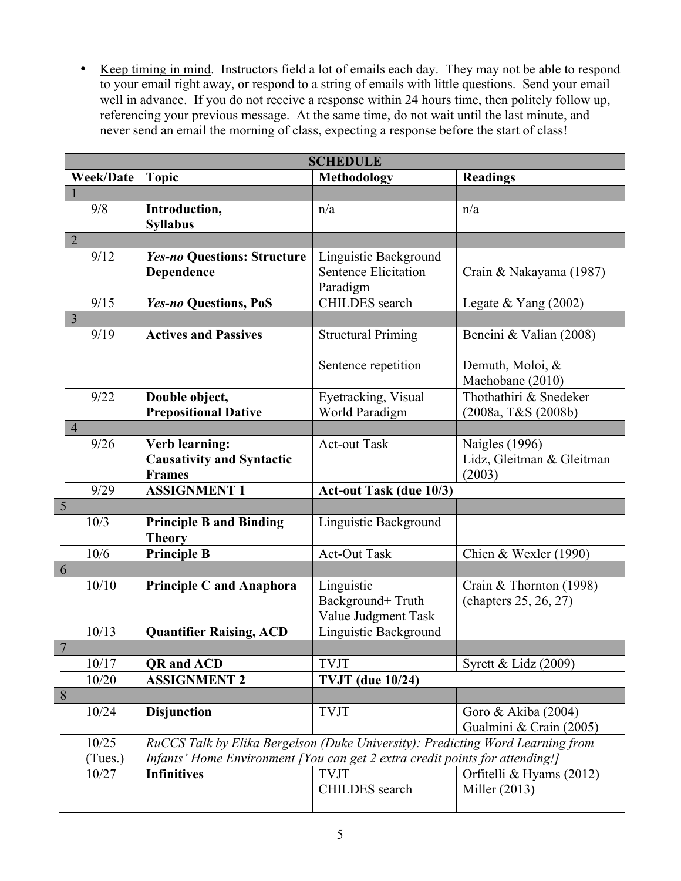- Keep timing in mind. Instructors field a lot of emails each day. They may not be able to respond to your email right away, or respond to a string of emails with little questions. Send your email well in advance. If you do not receive a response within 24 hours time, then politely follow up, referencing your previous message. At the same time, do not wait until the last minute, and never send an email the morning of class, expecting a response before the start of class!

| SCHEDULE | | | |
|---|---|---|---|
| **Week/Date** | **Topic** | **Methodology** | **Readings** |
| 1 | | | |
| 9/8 | **Introduction, Syllabus** | n/a | n/a |
| 2 | | | |
| 9/12 | ***Yes-no* Questions: Structure Dependence** | Linguistic Background Sentence Elicitation Paradigm | Crain & Nakayama (1987) |
| 9/15 | ***Yes-no* Questions, PoS** | CHILDES search | Legate & Yang (2002) |
| 3 | | | |
| 9/19 | **Actives and Passives** | Structural Priming<br><br>Sentence repetition | Bencini & Valian (2008)<br><br>Demuth, Moloi, & Machobane (2010) |
| 9/22 | **Double object, Prepositional Dative** | Eyetracking, Visual World Paradigm | Thothathiri & Snedeker (2008a, T&S (2008b) |
| 4 | | | |
| 9/26 | **Verb learning: Causativity and Syntactic Frames** | Act-out Task | Naigles (1996)<br>Lidz, Gleitman & Gleitman (2003) |
| 9/29 | **ASSIGNMENT 1** | **Act-out Task (due 10/3)** | |
| 5 | | | |
| 10/3 | **Principle B and Binding Theory** | Linguistic Background | |
| 10/6 | **Principle B** | Act-Out Task | Chien & Wexler (1990) |
| 6 | | | |
| 10/10 | **Principle C and Anaphora** | Linguistic Background+ Truth Value Judgment Task | Crain & Thornton (1998) (chapters 25, 26, 27) |
| 10/13 | **Quantifier Raising, ACD** | Linguistic Background | |
| 7 | | | |
| 10/17 | **QR and ACD** | TVJT | Syrett & Lidz (2009) |
| 10/20 | **ASSIGNMENT 2** | **TVJT (due 10/24)** | |
| 8 | | | |
| 10/24 | **Disjunction** | TVJT | Goro & Akiba (2004)<br>Gualmini & Crain (2005) |
| 10/25 (Tues.) | *RuCCS Talk by Elika Bergelson (Duke University): Predicting Word Learning from Infants' Home Environment [You can get 2 extra credit points for attending!]* | | |
| 10/27 | **Infinitives** | TVJT<br>CHILDES search | Orfitelli & Hyams (2012)<br>Miller (2013) |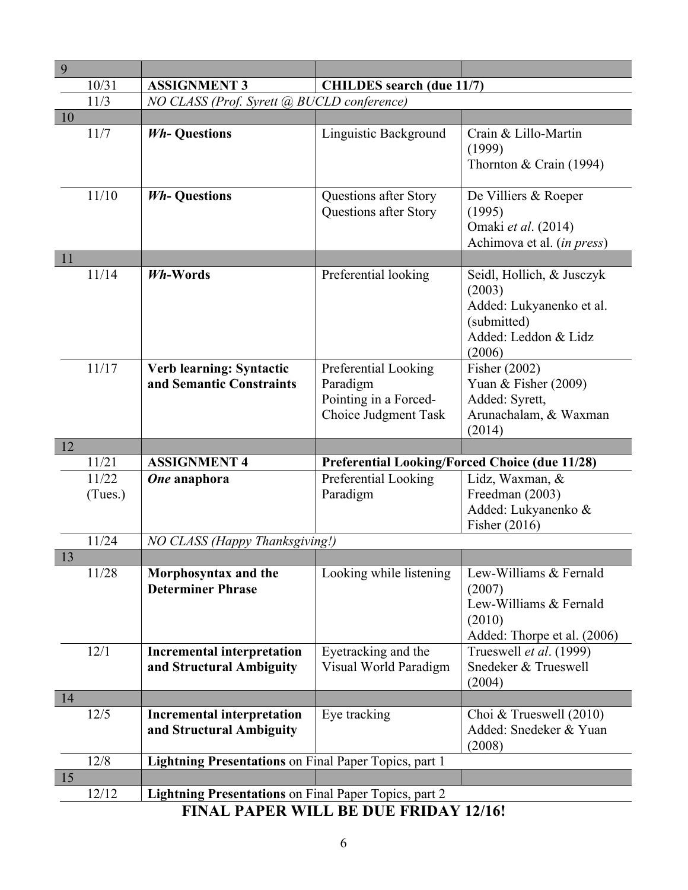| | | | |
|---|---|---|---|
| 9 | | | |
| 10/31 | **ASSIGNMENT 3** | **CHILDES search (due 11/7)** | |
| 11/3 | *NO CLASS (Prof. Syrett @ BUCLD conference)* | | |
| 10 | | | |
| 11/7 | ***Wh-* Questions** | Linguistic Background | Crain & Lillo-Martin (1999)<br>Thornton & Crain (1994) |
| 11/10 | ***Wh-* Questions** | Questions after Story<br>Questions after Story | De Villiers & Roeper (1995)<br>Omaki *et al*. (2014)<br>Achimova et al. (*in press*) |
| 11 | | | |
| 11/14 | ***Wh-*Words** | Preferential looking | Seidl, Hollich, & Jusczyk (2003)<br>Added: Lukyanenko et al. (submitted)<br>Added: Leddon & Lidz (2006) |
| 11/17 | **Verb learning: Syntactic and Semantic Constraints** | Preferential Looking Paradigm<br>Pointing in a Forced-Choice Judgment Task | Fisher (2002)<br>Yuan & Fisher (2009)<br>Added: Syrett, Arunachalam, & Waxman (2014) |
| 12 | | | |
| 11/21 | **ASSIGNMENT 4** | **Preferential Looking/Forced Choice (due 11/28)** | |
| 11/22 (Tues.) | ***One* anaphora** | Preferential Looking Paradigm | Lidz, Waxman, & Freedman (2003)<br>Added: Lukyanenko & Fisher (2016) |
| 11/24 | *NO CLASS (Happy Thanksgiving!)* | | |
| 13 | | | |
| 11/28 | **Morphosyntax and the Determiner Phrase** | Looking while listening | Lew-Williams & Fernald (2007)<br>Lew-Williams & Fernald (2010)<br>Added: Thorpe et al. (2006) |
| 12/1 | **Incremental interpretation and Structural Ambiguity** | Eyetracking and the Visual World Paradigm | Trueswell *et al*. (1999)<br>Snedeker & Trueswell (2004) |
| 14 | | | |
| 12/5 | **Incremental interpretation and Structural Ambiguity** | Eye tracking | Choi & Trueswell (2010)<br>Added: Snedeker & Yuan (2008) |
| 12/8 | **Lightning Presentations** on Final Paper Topics, part 1 | | |
| 15 | | | |
| 12/12 | **Lightning Presentations** on Final Paper Topics, part 2 | | |

**FINAL PAPER WILL BE DUE FRIDAY 12/16!**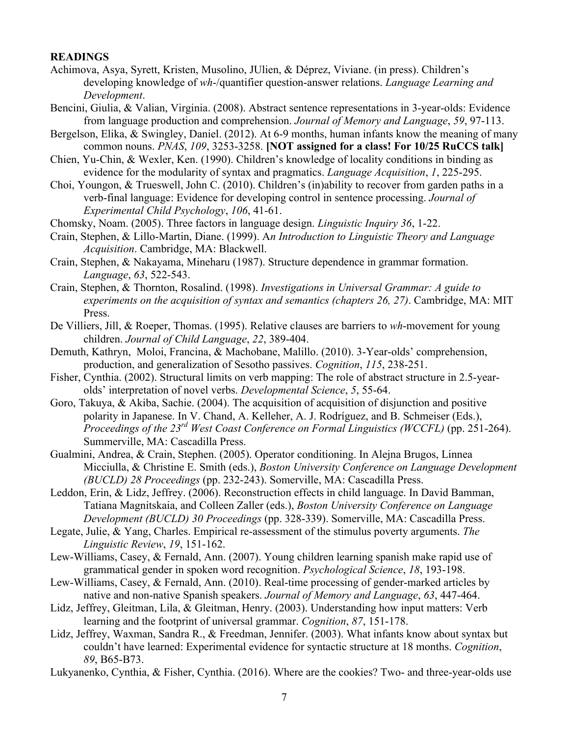**READINGS**

Achimova, Asya, Syrett, Kristen, Musolino, JUlien, & Déprez, Viviane. (in press). Children's developing knowledge of *wh*-/quantifier question-answer relations. *Language Learning and Development*.

Bencini, Giulia, & Valian, Virginia. (2008). Abstract sentence representations in 3-year-olds: Evidence from language production and comprehension. *Journal of Memory and Language*, *59*, 97-113.

Bergelson, Elika, & Swingley, Daniel. (2012). At 6-9 months, human infants know the meaning of many common nouns. *PNAS*, *109*, 3253-3258. **[NOT assigned for a class! For 10/25 RuCCS talk]**

Chien, Yu-Chin, & Wexler, Ken. (1990). Children's knowledge of locality conditions in binding as evidence for the modularity of syntax and pragmatics. *Language Acquisition*, *1*, 225-295.

Choi, Youngon, & Trueswell, John C. (2010). Children's (in)ability to recover from garden paths in a verb-final language: Evidence for developing control in sentence processing. *Journal of Experimental Child Psychology*, *106*, 41-61.

Chomsky, Noam. (2005). Three factors in language design. *Linguistic Inquiry 36*, 1-22.

Crain, Stephen, & Lillo-Martin, Diane. (1999). A*n Introduction to Linguistic Theory and Language Acquisition*. Cambridge, MA: Blackwell.

Crain, Stephen, & Nakayama, Mineharu (1987). Structure dependence in grammar formation. *Language*, *63*, 522-543.

Crain, Stephen, & Thornton, Rosalind. (1998). *Investigations in Universal Grammar: A guide to experiments on the acquisition of syntax and semantics (chapters 26, 27)*. Cambridge, MA: MIT Press.

De Villiers, Jill, & Roeper, Thomas. (1995). Relative clauses are barriers to *wh*-movement for young children. *Journal of Child Language*, *22*, 389-404.

Demuth, Kathryn, Moloi, Francina, & Machobane, Malillo. (2010). 3-Year-olds' comprehension, production, and generalization of Sesotho passives. *Cognition*, *115*, 238-251.

Fisher, Cynthia. (2002). Structural limits on verb mapping: The role of abstract structure in 2.5-year-olds' interpretation of novel verbs. *Developmental Science*, *5*, 55-64.

Goro, Takuya, & Akiba, Sachie. (2004). The acquisition of acquisition of disjunction and positive polarity in Japanese. In V. Chand, A. Kelleher, A. J. Rodríguez, and B. Schmeiser (Eds.), *Proceedings of the 23rd West Coast Conference on Formal Linguistics (WCCFL)* (pp. 251-264). Summerville, MA: Cascadilla Press.

Gualmini, Andrea, & Crain, Stephen. (2005). Operator conditioning. In Alejna Brugos, Linnea Micciulla, & Christine E. Smith (eds.), *Boston University Conference on Language Development (BUCLD) 28 Proceedings* (pp. 232-243). Somerville, MA: Cascadilla Press.

Leddon, Erin, & Lidz, Jeffrey. (2006). Reconstruction effects in child language. In David Bamman, Tatiana Magnitskaia, and Colleen Zaller (eds.), *Boston University Conference on Language Development (BUCLD) 30 Proceedings* (pp. 328-339). Somerville, MA: Cascadilla Press.

Legate, Julie, & Yang, Charles. Empirical re-assessment of the stimulus poverty arguments. *The Linguistic Review*, *19*, 151-162.

Lew-Williams, Casey, & Fernald, Ann. (2007). Young children learning spanish make rapid use of grammatical gender in spoken word recognition. *Psychological Science*, *18*, 193-198.

Lew-Williams, Casey, & Fernald, Ann. (2010). Real-time processing of gender-marked articles by native and non-native Spanish speakers. *Journal of Memory and Language*, *63*, 447-464.

Lidz, Jeffrey, Gleitman, Lila, & Gleitman, Henry. (2003). Understanding how input matters: Verb learning and the footprint of universal grammar. *Cognition*, *87*, 151-178.

Lidz, Jeffrey, Waxman, Sandra R., & Freedman, Jennifer. (2003). What infants know about syntax but couldn't have learned: Experimental evidence for syntactic structure at 18 months. *Cognition*, *89*, B65-B73.

Lukyanenko, Cynthia, & Fisher, Cynthia. (2016). Where are the cookies? Two- and three-year-olds use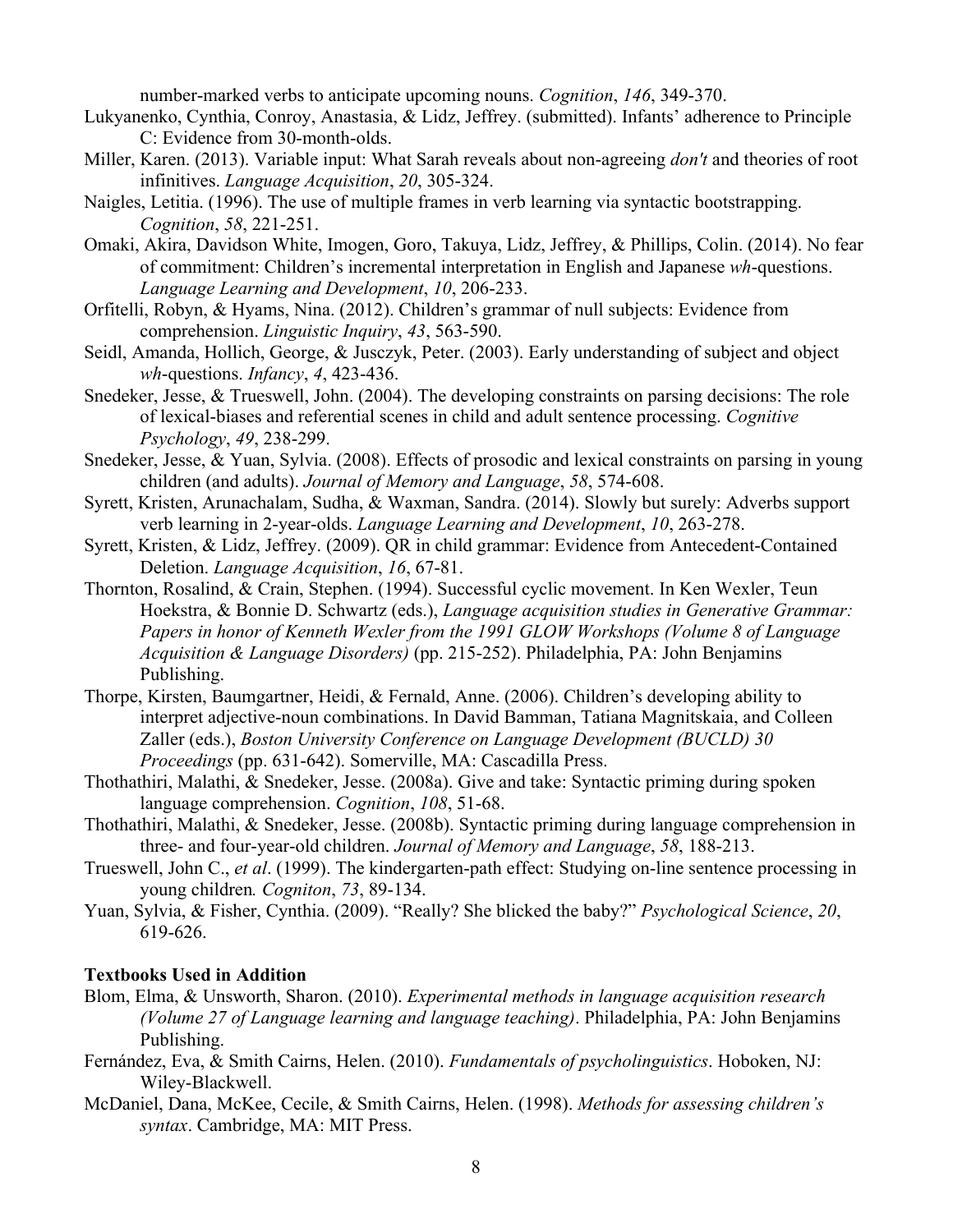number-marked verbs to anticipate upcoming nouns. *Cognition*, *146*, 349-370.

Lukyanenko, Cynthia, Conroy, Anastasia, & Lidz, Jeffrey. (submitted). Infants' adherence to Principle C: Evidence from 30-month-olds.

Miller, Karen. (2013). Variable input: What Sarah reveals about non-agreeing *don't* and theories of root infinitives. *Language Acquisition*, *20*, 305-324.

Naigles, Letitia. (1996). The use of multiple frames in verb learning via syntactic bootstrapping. *Cognition*, *58*, 221-251.

Omaki, Akira, Davidson White, Imogen, Goro, Takuya, Lidz, Jeffrey, & Phillips, Colin. (2014). No fear of commitment: Children's incremental interpretation in English and Japanese *wh*-questions. *Language Learning and Development*, *10*, 206-233.

Orfitelli, Robyn, & Hyams, Nina. (2012). Children's grammar of null subjects: Evidence from comprehension. *Linguistic Inquiry*, *43*, 563-590.

Seidl, Amanda, Hollich, George, & Jusczyk, Peter. (2003). Early understanding of subject and object *wh*-questions. *Infancy*, *4*, 423-436.

Snedeker, Jesse, & Trueswell, John. (2004). The developing constraints on parsing decisions: The role of lexical-biases and referential scenes in child and adult sentence processing. *Cognitive Psychology*, *49*, 238-299.

Snedeker, Jesse, & Yuan, Sylvia. (2008). Effects of prosodic and lexical constraints on parsing in young children (and adults). *Journal of Memory and Language*, *58*, 574-608.

Syrett, Kristen, Arunachalam, Sudha, & Waxman, Sandra. (2014). Slowly but surely: Adverbs support verb learning in 2-year-olds. *Language Learning and Development*, *10*, 263-278.

Syrett, Kristen, & Lidz, Jeffrey. (2009). QR in child grammar: Evidence from Antecedent-Contained Deletion. *Language Acquisition*, *16*, 67-81.

Thornton, Rosalind, & Crain, Stephen. (1994). Successful cyclic movement. In Ken Wexler, Teun Hoekstra, & Bonnie D. Schwartz (eds.), *Language acquisition studies in Generative Grammar: Papers in honor of Kenneth Wexler from the 1991 GLOW Workshops (Volume 8 of Language Acquisition & Language Disorders)* (pp. 215-252). Philadelphia, PA: John Benjamins Publishing.

Thorpe, Kirsten, Baumgartner, Heidi, & Fernald, Anne. (2006). Children's developing ability to interpret adjective-noun combinations. In David Bamman, Tatiana Magnitskaia, and Colleen Zaller (eds.), *Boston University Conference on Language Development (BUCLD) 30 Proceedings* (pp. 631-642). Somerville, MA: Cascadilla Press.

Thothathiri, Malathi, & Snedeker, Jesse. (2008a). Give and take: Syntactic priming during spoken language comprehension. *Cognition*, *108*, 51-68.

Thothathiri, Malathi, & Snedeker, Jesse. (2008b). Syntactic priming during language comprehension in three- and four-year-old children. *Journal of Memory and Language*, *58*, 188-213.

Trueswell, John C., *et al*. (1999). The kindergarten-path effect: Studying on-line sentence processing in young children*. Cogniton*, *73*, 89-134.

Yuan, Sylvia, & Fisher, Cynthia. (2009). "Really? She blicked the baby?" *Psychological Science*, *20*, 619-626.

**Textbooks Used in Addition**

Blom, Elma, & Unsworth, Sharon. (2010). *Experimental methods in language acquisition research (Volume 27 of Language learning and language teaching)*. Philadelphia, PA: John Benjamins Publishing.

Fernández, Eva, & Smith Cairns, Helen. (2010). *Fundamentals of psycholinguistics*. Hoboken, NJ: Wiley-Blackwell.

McDaniel, Dana, McKee, Cecile, & Smith Cairns, Helen. (1998). *Methods for assessing children's syntax*. Cambridge, MA: MIT Press.